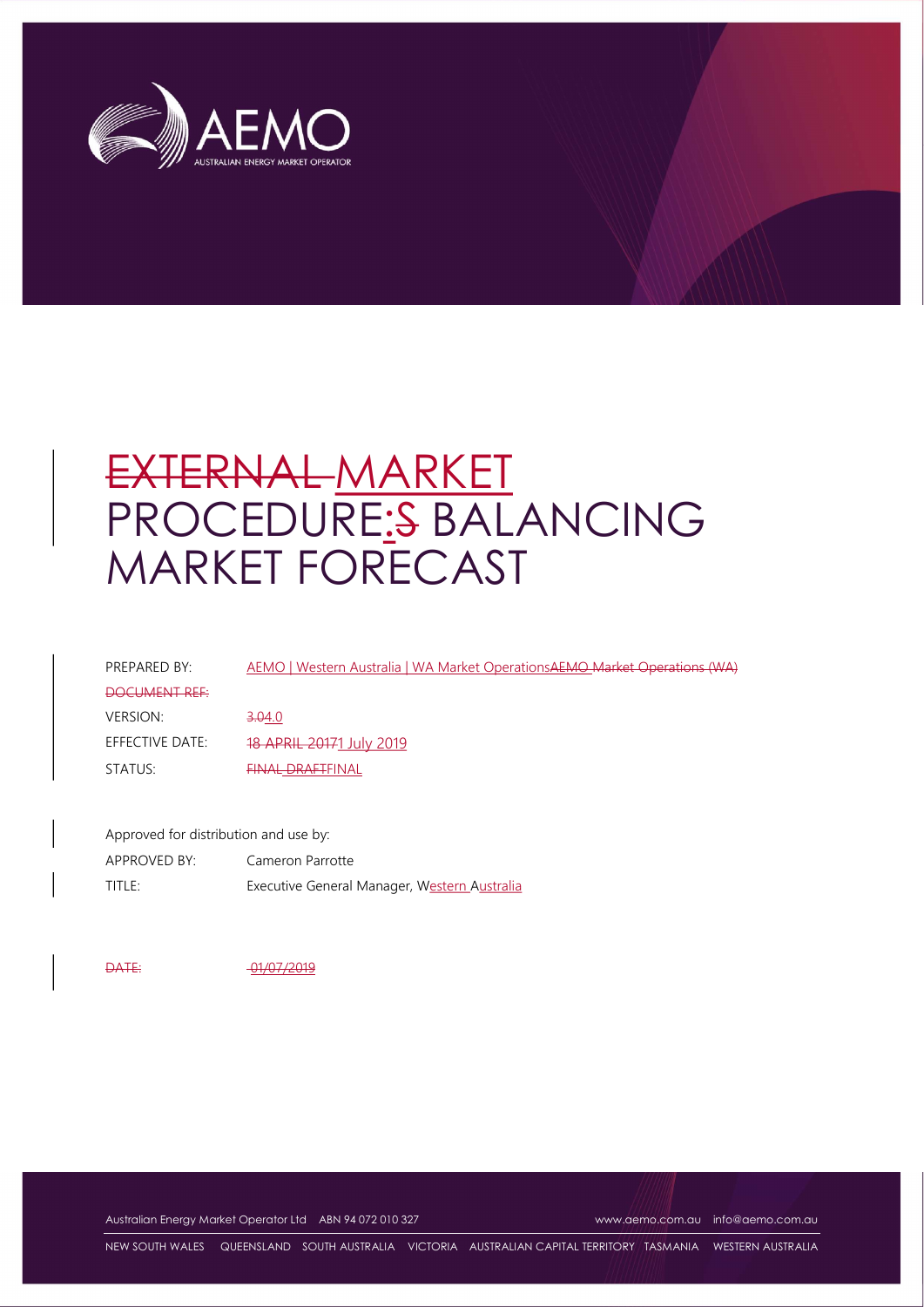# ~~EXTERNAL~~ MARKET PROCEDURE: ~~S~~ BALANCING MARKET FORECAST

| | |
|---|---|
| PREPARED BY: | AEMO \| Western Australia \| WA Market Operations ~~AEMO Market Operations (WA)~~ |
| ~~DOCUMENT REF:~~ | |
| VERSION: | ~~3.0~~ 4.0 |
| EFFECTIVE DATE: | ~~18 APRIL 2017~~ 1 July 2019 |
| STATUS: | ~~FINAL DRAFT~~ FINAL |

Approved for distribution and use by:

| | |
|---|---|
| APPROVED BY: | Cameron Parrotte |
| TITLE: | Executive General Manager, Western Australia |

~~DATE: 01/07/2019~~

Australian Energy Market Operator Ltd ABN 94 072 010 327 www.aemo.com.au info@aemo.com.au

NEW SOUTH WALES QUEENSLAND SOUTH AUSTRALIA VICTORIA AUSTRALIAN CAPITAL TERRITORY TASMANIA WESTERN AUSTRALIA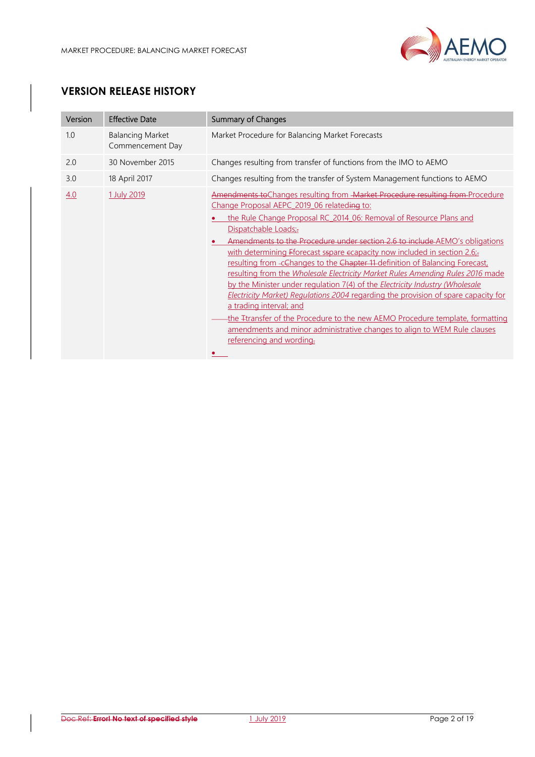# VERSION RELEASE HISTORY

| Version | Effective Date | Summary of Changes |
|---|---|---|
| 1.0 | Balancing Market Commencement Day | Market Procedure for Balancing Market Forecasts |
| 2.0 | 30 November 2015 | Changes resulting from transfer of functions from the IMO to AEMO |
| 3.0 | 18 April 2017 | Changes resulting from the transfer of System Management functions to AEMO |
| 4.0 | 1 July 2019 | Amendments toChanges resulting from -Market Procedure resulting from Procedure Change Proposal AEPC_2019_06 relateding to:<br>• the Rule Change Proposal RC_2014_06: Removal of Resource Plans and Dispatchable Loads;.<br>• Amendments to the Procedure under section 2.6 to include AEMO's obligations with determining Fforecast sspare ecapacity now included in section 2.6;. resulting from -cChanges to the Chapter 11 definition of Balancing Forecast, resulting from the *Wholesale Electricity Market Rules Amending Rules 2016* made by the Minister under regulation 7(4) of the *Electricity Industry (Wholesale Electricity Market) Regulations 2004* regarding the provision of spare capacity for a trading interval; and<br>the Ttransfer of the Procedure to the new AEMO Procedure template, formatting amendments and minor administrative changes to align to WEM Rule clauses referencing and wording.<br>• |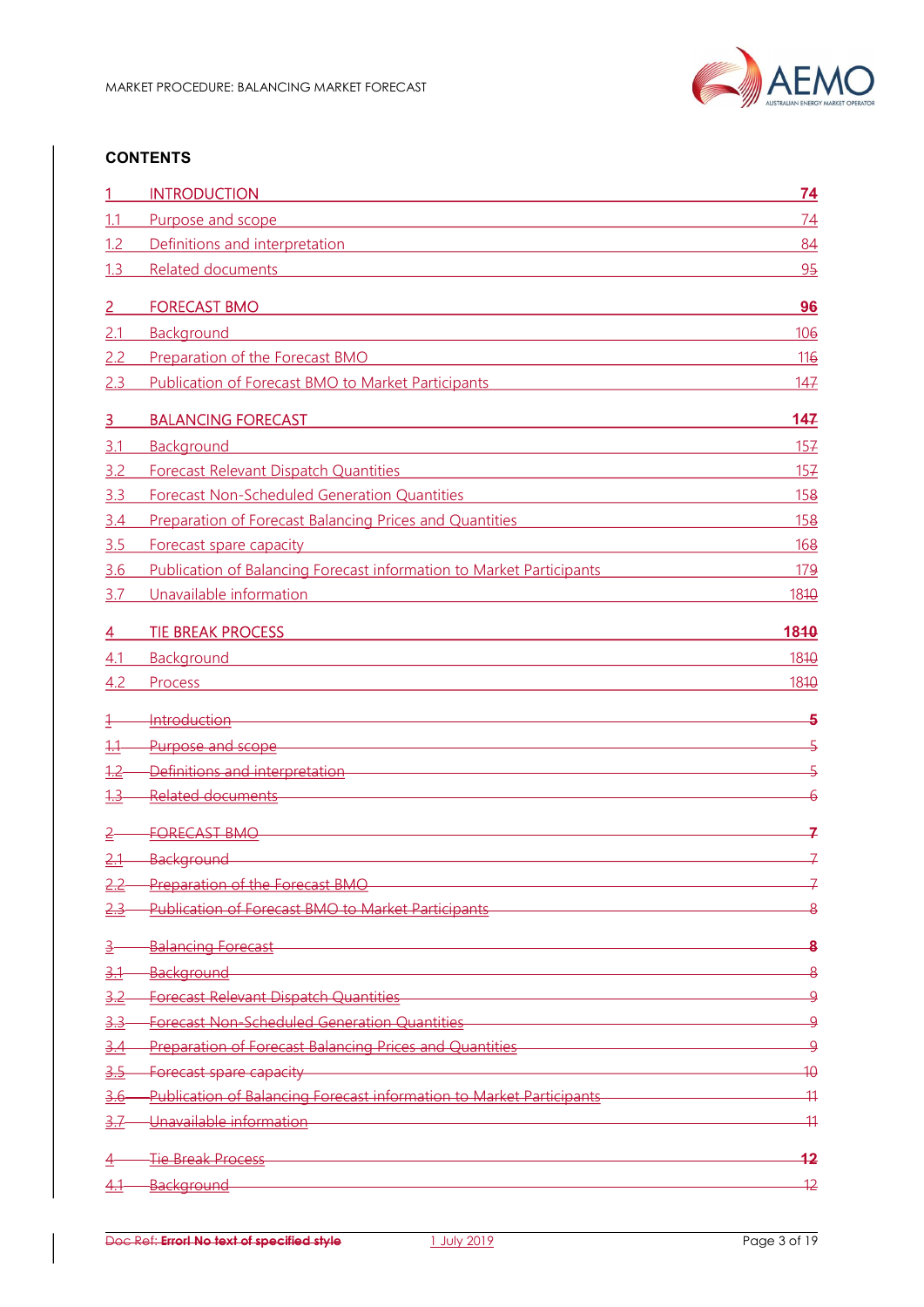## CONTENTS

| | | |
|---|---|---|
| **1** | **INTRODUCTION** | **74** |
| 1.1 | Purpose and scope | 74 |
| 1.2 | Definitions and interpretation | 84 |
| 1.3 | Related documents | 95 |
| **2** | **FORECAST BMO** | **96** |
| 2.1 | Background | 106 |
| 2.2 | Preparation of the Forecast BMO | 116 |
| 2.3 | Publication of Forecast BMO to Market Participants | 147 |
| **3** | **BALANCING FORECAST** | **147** |
| 3.1 | Background | 157 |
| 3.2 | Forecast Relevant Dispatch Quantities | 157 |
| 3.3 | Forecast Non-Scheduled Generation Quantities | 158 |
| 3.4 | Preparation of Forecast Balancing Prices and Quantities | 158 |
| 3.5 | Forecast spare capacity | 168 |
| 3.6 | Publication of Balancing Forecast information to Market Participants | 179 |
| 3.7 | Unavailable information | 1810 |
| **4** | **TIE BREAK PROCESS** | **1810** |
| 4.1 | Background | 1810 |
| 4.2 | Process | 1810 |
| ~~**1**~~ | ~~**Introduction**~~ | ~~**5**~~ |
| ~~1.1~~ | ~~Purpose and scope~~ | ~~5~~ |
| ~~1.2~~ | ~~Definitions and interpretation~~ | ~~5~~ |
| ~~1.3~~ | ~~Related documents~~ | ~~6~~ |
| ~~**2**~~ | ~~**FORECAST BMO**~~ | ~~**7**~~ |
| ~~2.1~~ | ~~Background~~ | ~~7~~ |
| ~~2.2~~ | ~~Preparation of the Forecast BMO~~ | ~~7~~ |
| ~~2.3~~ | ~~Publication of Forecast BMO to Market Participants~~ | ~~8~~ |
| ~~**3**~~ | ~~**Balancing Forecast**~~ | ~~**8**~~ |
| ~~3.1~~ | ~~Background~~ | ~~8~~ |
| ~~3.2~~ | ~~Forecast Relevant Dispatch Quantities~~ | ~~9~~ |
| ~~3.3~~ | ~~Forecast Non-Scheduled Generation Quantities~~ | ~~9~~ |
| ~~3.4~~ | ~~Preparation of Forecast Balancing Prices and Quantities~~ | ~~9~~ |
| ~~3.5~~ | ~~Forecast spare capacity~~ | ~~10~~ |
| ~~3.6~~ | ~~Publication of Balancing Forecast information to Market Participants~~ | ~~11~~ |
| ~~3.7~~ | ~~Unavailable information~~ | ~~11~~ |
| ~~**4**~~ | ~~**Tie Break Process**~~ | ~~**12**~~ |
| ~~4.1~~ | ~~Background~~ | ~~12~~ |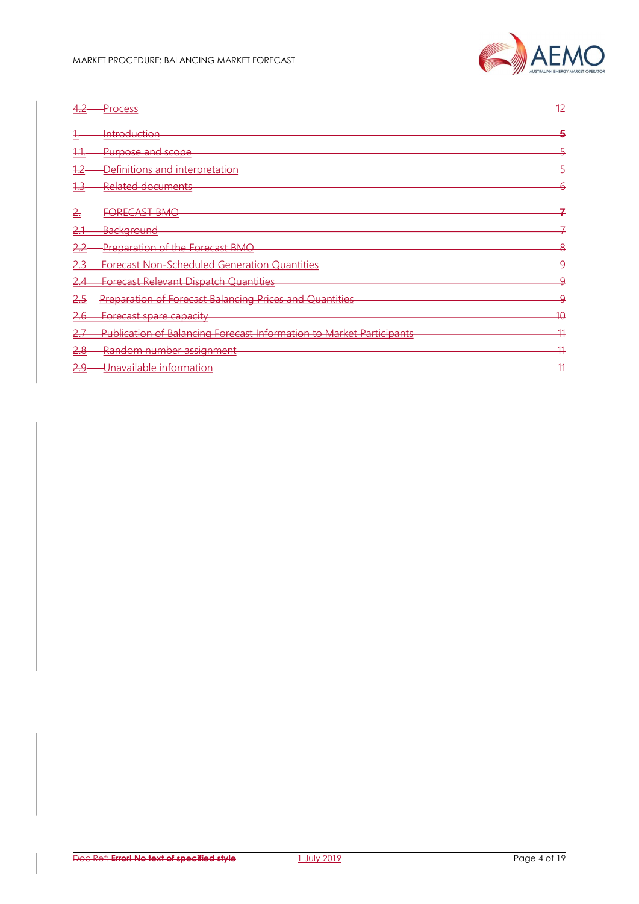~~4.2 Process 12~~

~~1. Introduction 5~~

~~1.1. Purpose and scope 5~~

~~1.2 Definitions and interpretation 5~~

~~1.3 Related documents 6~~

~~2. FORECAST BMO 7~~

~~2.1 Background 7~~

~~2.2 Preparation of the Forecast BMO 8~~

~~2.3 Forecast Non-Scheduled Generation Quantities 9~~

~~2.4 Forecast Relevant Dispatch Quantities 9~~

~~2.5 Preparation of Forecast Balancing Prices and Quantities 9~~

~~2.6 Forecast spare capacity 10~~

~~2.7 Publication of Balancing Forecast Information to Market Participants 11~~

~~2.8 Random number assignment 11~~

~~2.9 Unavailable information 11~~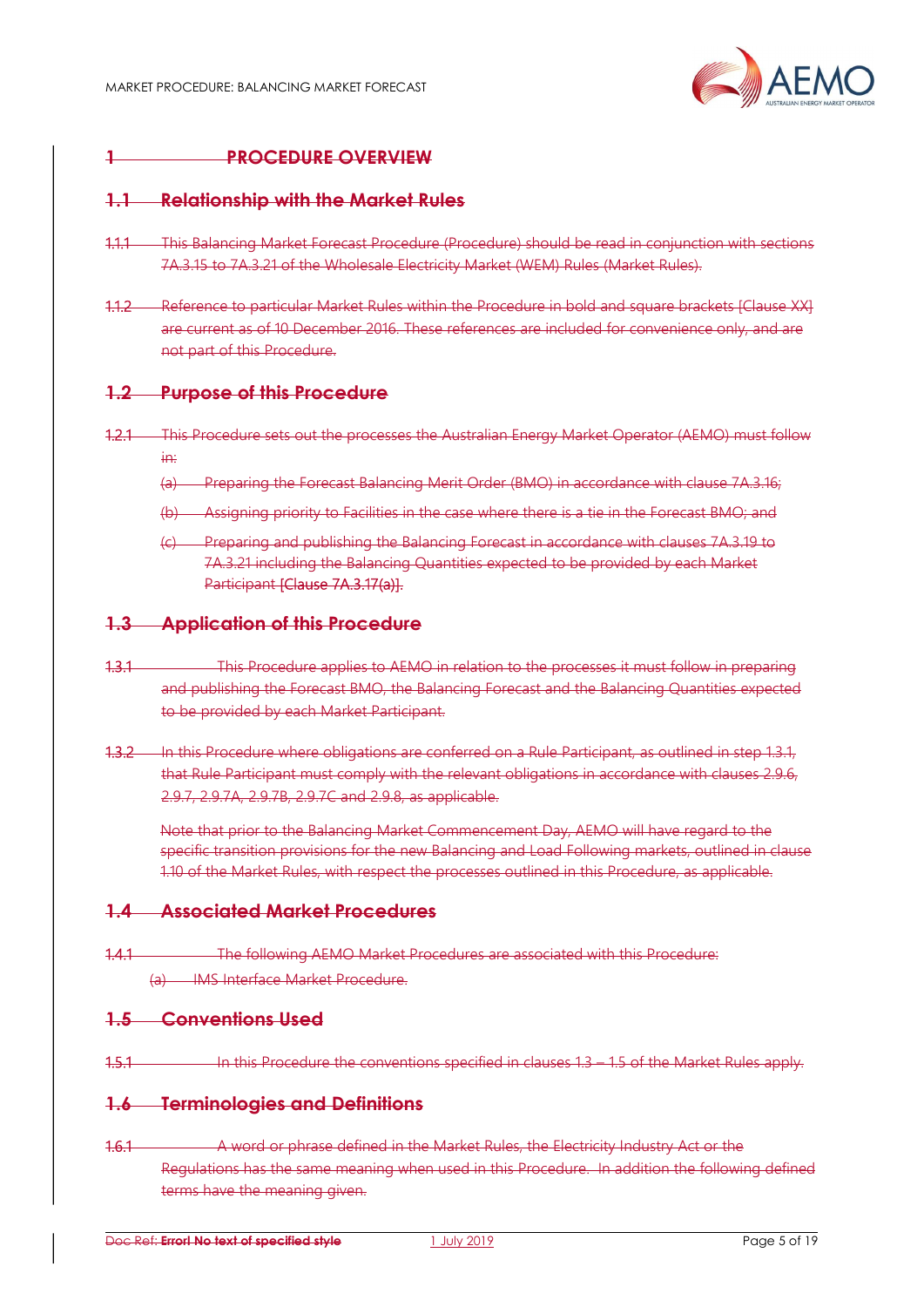# 1 PROCEDURE OVERVIEW

## 1.1 Relationship with the Market Rules

1.1.1 This Balancing Market Forecast Procedure (Procedure) should be read in conjunction with sections 7A.3.15 to 7A.3.21 of the Wholesale Electricity Market (WEM) Rules (Market Rules).

1.1.2 Reference to particular Market Rules within the Procedure in bold and square brackets [Clause XX] are current as of 10 December 2016. These references are included for convenience only, and are not part of this Procedure.

## 1.2 Purpose of this Procedure

1.2.1 This Procedure sets out the processes the Australian Energy Market Operator (AEMO) must follow in:

(a) Preparing the Forecast Balancing Merit Order (BMO) in accordance with clause 7A.3.16;

(b) Assigning priority to Facilities in the case where there is a tie in the Forecast BMO; and

(c) Preparing and publishing the Balancing Forecast in accordance with clauses 7A.3.19 to 7A.3.21 including the Balancing Quantities expected to be provided by each Market Participant **[Clause 7A.3.17(a)]**.

## 1.3 Application of this Procedure

1.3.1 This Procedure applies to AEMO in relation to the processes it must follow in preparing and publishing the Forecast BMO, the Balancing Forecast and the Balancing Quantities expected to be provided by each Market Participant.

1.3.2 In this Procedure where obligations are conferred on a Rule Participant, as outlined in step 1.3.1, that Rule Participant must comply with the relevant obligations in accordance with clauses 2.9.6, 2.9.7, 2.9.7A, 2.9.7B, 2.9.7C and 2.9.8, as applicable.

Note that prior to the Balancing Market Commencement Day, AEMO will have regard to the specific transition provisions for the new Balancing and Load Following markets, outlined in clause 1.10 of the Market Rules, with respect the processes outlined in this Procedure, as applicable.

## 1.4 Associated Market Procedures

1.4.1 The following AEMO Market Procedures are associated with this Procedure:

(a) IMS Interface Market Procedure.

## 1.5 Conventions Used

1.5.1 In this Procedure the conventions specified in clauses 1.3 – 1.5 of the Market Rules apply.

## 1.6 Terminologies and Definitions

1.6.1 A word or phrase defined in the Market Rules, the Electricity Industry Act or the Regulations has the same meaning when used in this Procedure. In addition the following defined terms have the meaning given.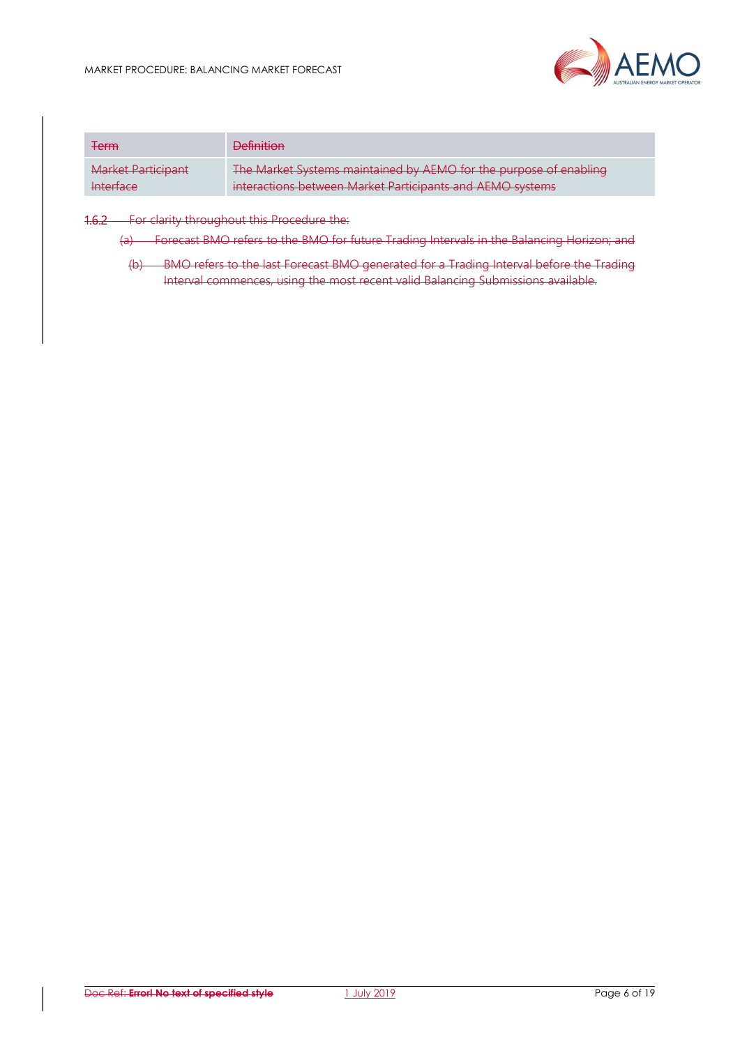| Term | Definition |
| --- | --- |
| Market Participant Interface | The Market Systems maintained by AEMO for the purpose of enabling interactions between Market Participants and AEMO systems |

1.6.2 For clarity throughout this Procedure the:

(a) Forecast BMO refers to the BMO for future Trading Intervals in the Balancing Horizon; and

(b) BMO refers to the last Forecast BMO generated for a Trading Interval before the Trading Interval commences, using the most recent valid Balancing Submissions available.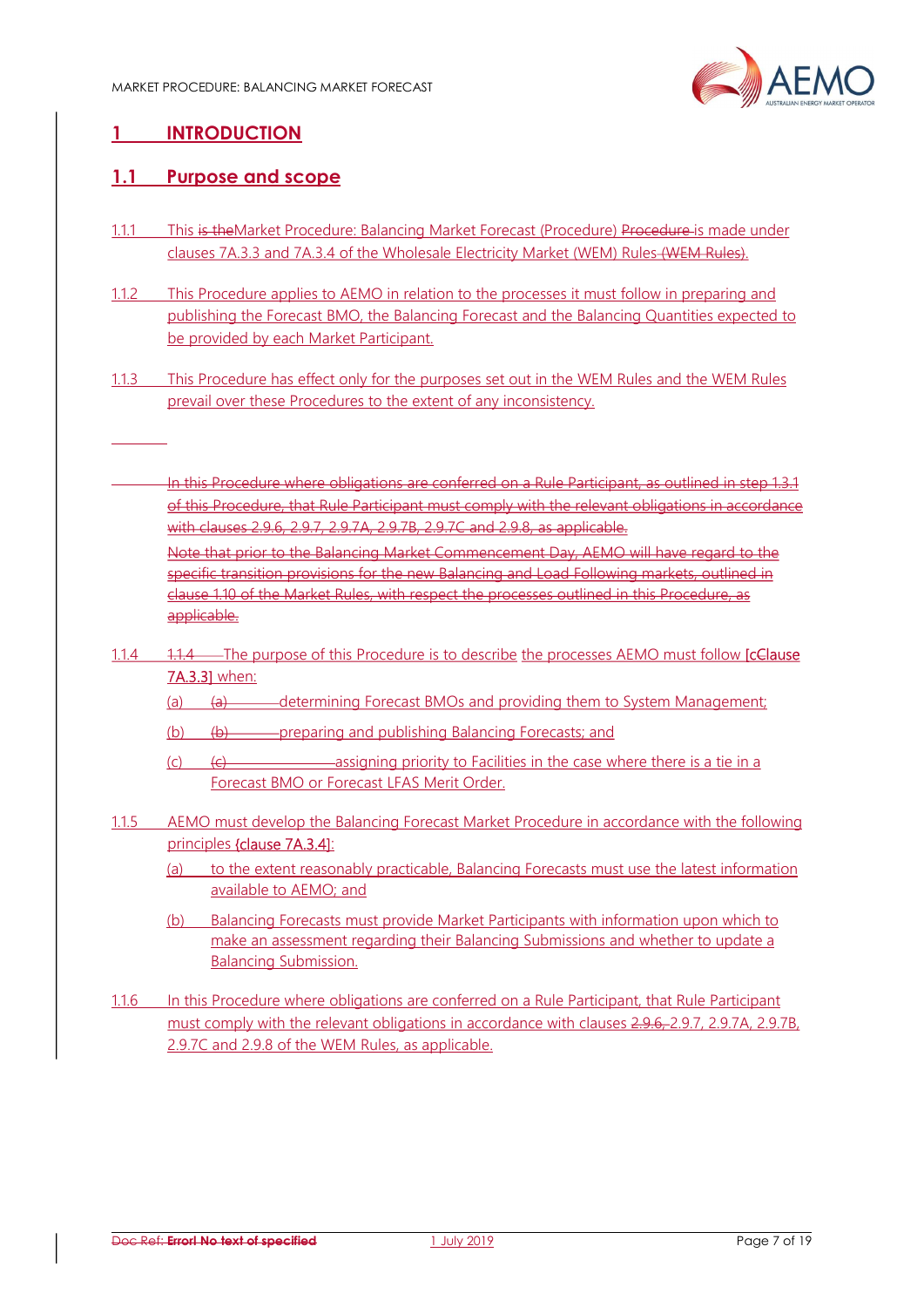# 1 INTRODUCTION

## 1.1 Purpose and scope

1.1.1 This ~~is the~~Market Procedure: Balancing Market Forecast (Procedure) ~~Procedure~~ is made under clauses 7A.3.3 and 7A.3.4 of the Wholesale Electricity Market (WEM) Rules ~~(WEM Rules)~~.

1.1.2 This Procedure applies to AEMO in relation to the processes it must follow in preparing and publishing the Forecast BMO, the Balancing Forecast and the Balancing Quantities expected to be provided by each Market Participant.

1.1.3 This Procedure has effect only for the purposes set out in the WEM Rules and the WEM Rules prevail over these Procedures to the extent of any inconsistency.

~~In this Procedure where obligations are conferred on a Rule Participant, as outlined in step 1.3.1 of this Procedure, that Rule Participant must comply with the relevant obligations in accordance with clauses 2.9.6, 2.9.7, 2.9.7A, 2.9.7B, 2.9.7C and 2.9.8, as applicable.~~

~~Note that prior to the Balancing Market Commencement Day, AEMO will have regard to the specific transition provisions for the new Balancing and Load Following markets, outlined in clause 1.10 of the Market Rules, with respect the processes outlined in this Procedure, as applicable.~~

1.1.4 ~~1.1.4~~ The purpose of this Procedure is to describe the processes AEMO must follow [~~c~~Clause 7A.3.3] when:

(a) ~~(a)~~ determining Forecast BMOs and providing them to System Management;

(b) ~~(b)~~ preparing and publishing Balancing Forecasts; and

(c) ~~(c)~~ assigning priority to Facilities in the case where there is a tie in a Forecast BMO or Forecast LFAS Merit Order.

1.1.5 AEMO must develop the Balancing Forecast Market Procedure in accordance with the following principles [clause 7A.3.4]:

(a) to the extent reasonably practicable, Balancing Forecasts must use the latest information available to AEMO; and

(b) Balancing Forecasts must provide Market Participants with information upon which to make an assessment regarding their Balancing Submissions and whether to update a Balancing Submission.

1.1.6 In this Procedure where obligations are conferred on a Rule Participant, that Rule Participant must comply with the relevant obligations in accordance with clauses ~~2.9.6,~~ 2.9.7, 2.9.7A, 2.9.7B, 2.9.7C and 2.9.8 of the WEM Rules, as applicable.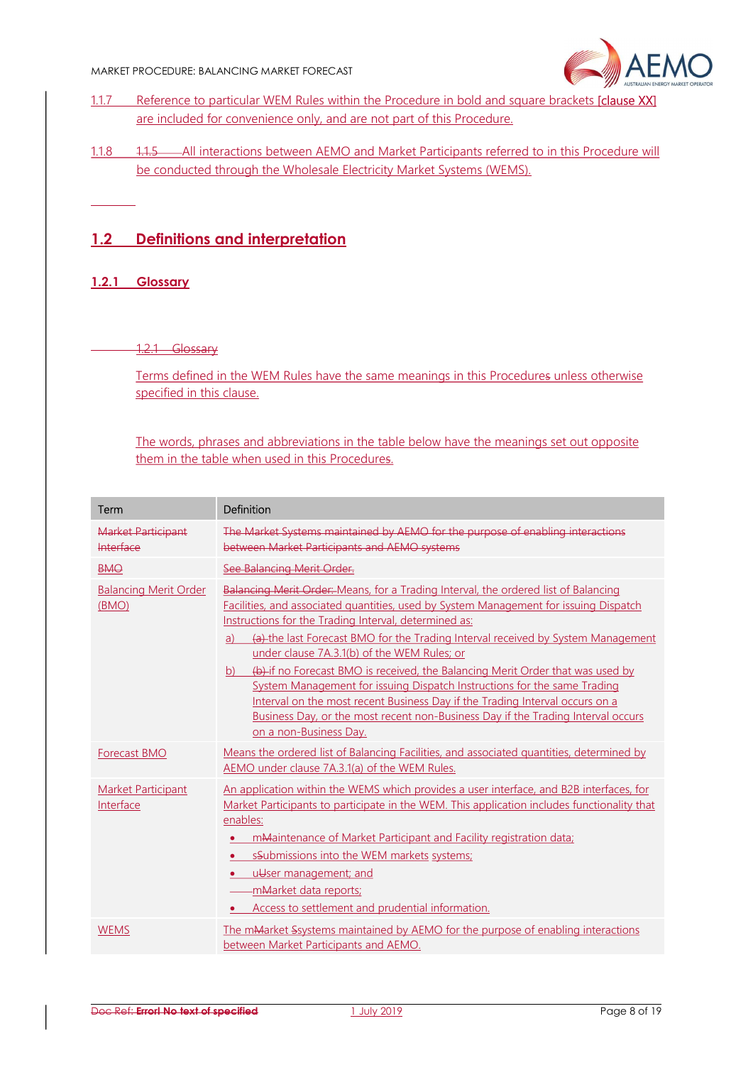1.1.7 Reference to particular WEM Rules within the Procedure in bold and square brackets [clause XX] are included for convenience only, and are not part of this Procedure.

1.1.8 ~~1.1.5~~ All interactions between AEMO and Market Participants referred to in this Procedure will be conducted through the Wholesale Electricity Market Systems (WEMS).

## 1.2 Definitions and interpretation

### 1.2.1 Glossary

~~1.2.1 Glossary~~

Terms defined in the WEM Rules have the same meanings in this Procedure~~s~~ unless otherwise specified in this clause.

The words, phrases and abbreviations in the table below have the meanings set out opposite them in the table when used in this Procedures.

| Term | Definition |
|---|---|
| ~~Market Participant Interface~~ | ~~The Market Systems maintained by AEMO for the purpose of enabling interactions between Market Participants and AEMO systems~~ |
| ~~BMO~~ | ~~See Balancing Merit Order.~~ |
| Balancing Merit Order (BMO) | ~~Balancing Merit Order:~~ Means, for a Trading Interval, the ordered list of Balancing Facilities, and associated quantities, used by System Management for issuing Dispatch Instructions for the Trading Interval, determined as:<br>a) ~~(a)~~ the last Forecast BMO for the Trading Interval received by System Management under clause 7A.3.1(b) of the WEM Rules; or<br>b) ~~(b)~~ if no Forecast BMO is received, the Balancing Merit Order that was used by System Management for issuing Dispatch Instructions for the same Trading Interval on the most recent Business Day if the Trading Interval occurs on a Business Day, or the most recent non-Business Day if the Trading Interval occurs on a non-Business Day. |
| Forecast BMO | Means the ordered list of Balancing Facilities, and associated quantities, determined by AEMO under clause 7A.3.1(a) of the WEM Rules. |
| Market Participant Interface | An application within the WEMS which provides a user interface, and B2B interfaces, for Market Participants to participate in the WEM. This application includes functionality that enables:<br>• m~~M~~aintenance of Market Participant and Facility registration data;<br>• s~~S~~ubmissions into the WEM markets systems;<br>• u~~U~~ser management; and<br>• m~~M~~arket data reports;<br>• Access to settlement and prudential information. |
| WEMS | The m~~M~~arket s~~S~~ystems maintained by AEMO for the purpose of enabling interactions between Market Participants and AEMO. |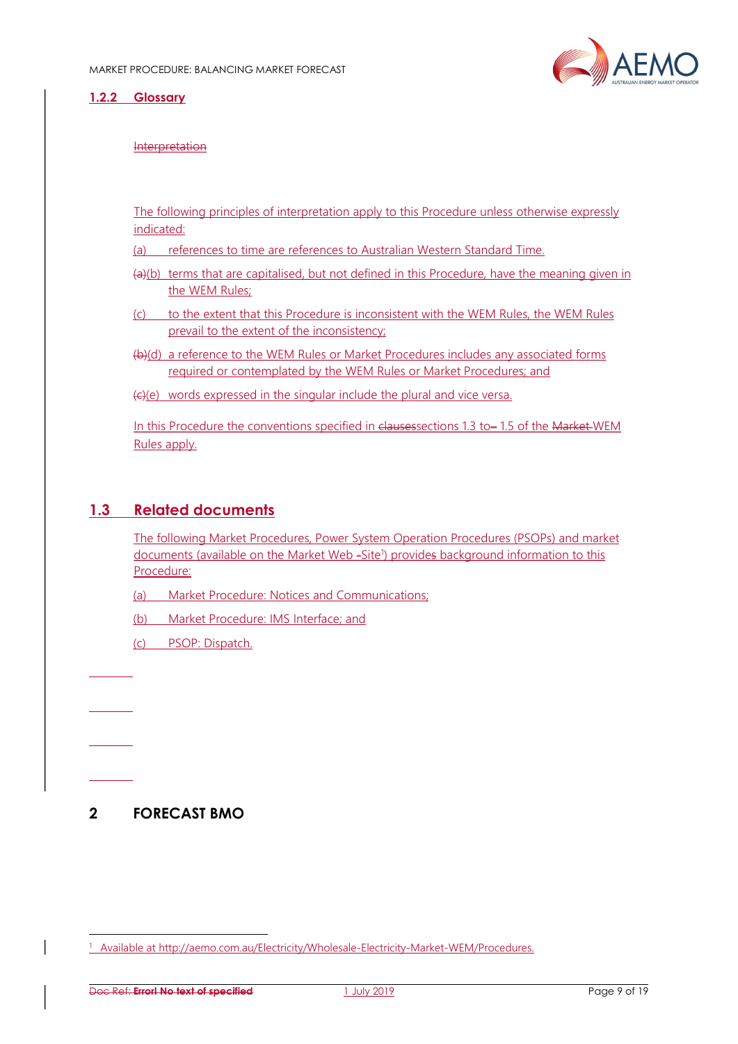### 1.2.2 Glossary

Interpretation

The following principles of interpretation apply to this Procedure unless otherwise expressly indicated:

(a) references to time are references to Australian Western Standard Time.

(a)(b) terms that are capitalised, but not defined in this Procedure, have the meaning given in the WEM Rules;

(c) to the extent that this Procedure is inconsistent with the WEM Rules, the WEM Rules prevail to the extent of the inconsistency;

(b)(d) a reference to the WEM Rules or Market Procedures includes any associated forms required or contemplated by the WEM Rules or Market Procedures; and

(c)(e) words expressed in the singular include the plural and vice versa.

In this Procedure the conventions specified in clausessections 1.3 to– 1.5 of the Market WEM Rules apply.

## 1.3 Related documents

The following Market Procedures, Power System Operation Procedures (PSOPs) and market documents (available on the Market Web -Site[1]) provides background information to this Procedure:

(a) Market Procedure: Notices and Communications;

(b) Market Procedure: IMS Interface; and

(c) PSOP: Dispatch.

# 2 FORECAST BMO

[1] Available at http://aemo.com.au/Electricity/Wholesale-Electricity-Market-WEM/Procedures.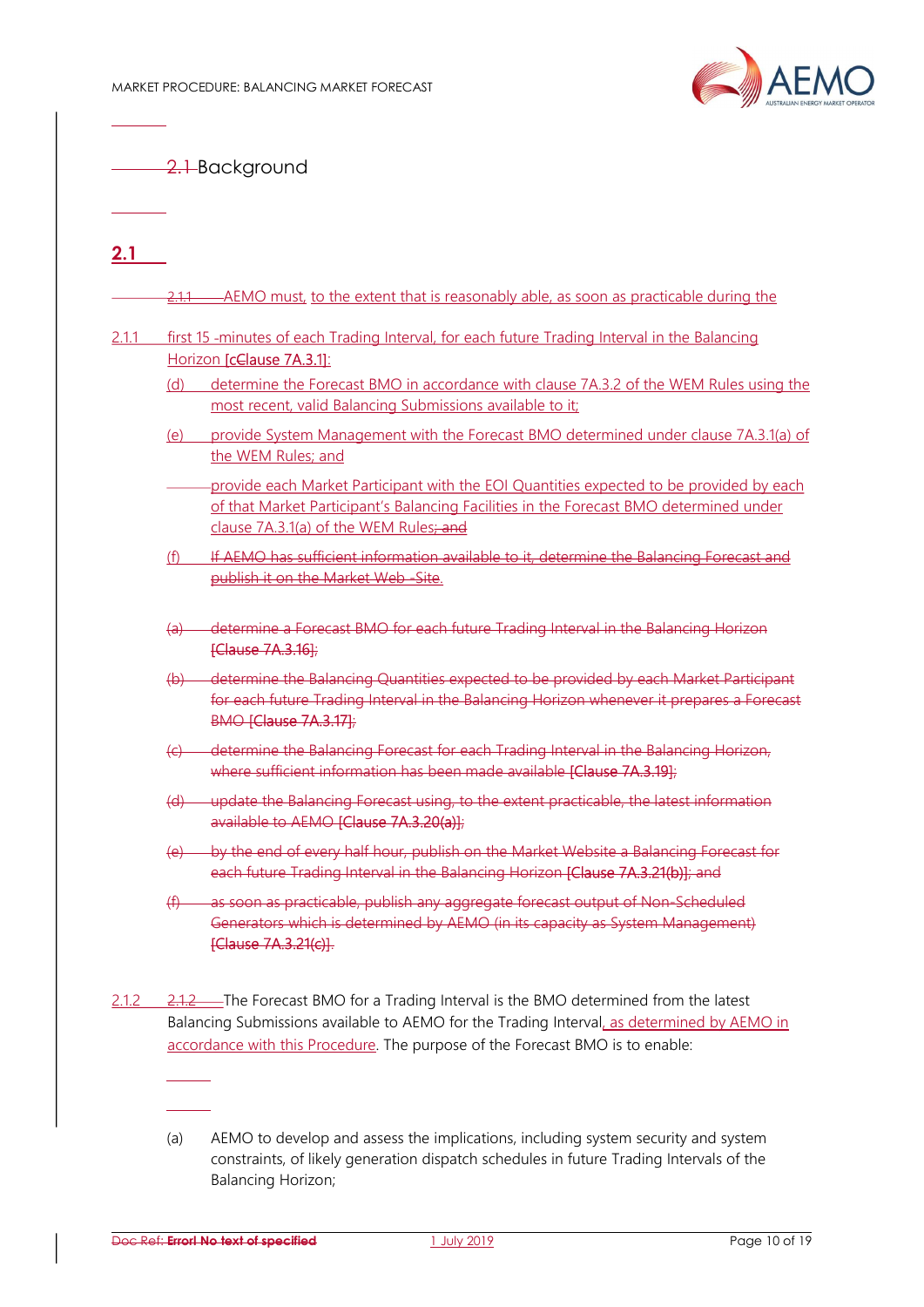## 2.1 Background

2.1.1 AEMO must, to the extent that is reasonably able, as soon as practicable during the first 15 -minutes of each Trading Interval, for each future Trading Interval in the Balancing Horizon [cClause 7A.3.1]:

(d) determine the Forecast BMO in accordance with clause 7A.3.2 of the WEM Rules using the most recent, valid Balancing Submissions available to it;

(e) provide System Management with the Forecast BMO determined under clause 7A.3.1(a) of the WEM Rules; and

provide each Market Participant with the EOI Quantities expected to be provided by each of that Market Participant's Balancing Facilities in the Forecast BMO determined under clause 7A.3.1(a) of the WEM Rules; and

(f) If AEMO has sufficient information available to it, determine the Balancing Forecast and publish it on the Market Web -Site.

(a) determine a Forecast BMO for each future Trading Interval in the Balancing Horizon [Clause 7A.3.16];

(b) determine the Balancing Quantities expected to be provided by each Market Participant for each future Trading Interval in the Balancing Horizon whenever it prepares a Forecast BMO [Clause 7A.3.17];

(c) determine the Balancing Forecast for each Trading Interval in the Balancing Horizon, where sufficient information has been made available [Clause 7A.3.19];

(d) update the Balancing Forecast using, to the extent practicable, the latest information available to AEMO [Clause 7A.3.20(a)];

(e) by the end of every half hour, publish on the Market Website a Balancing Forecast for each future Trading Interval in the Balancing Horizon [Clause 7A.3.21(b)]; and

(f) as soon as practicable, publish any aggregate forecast output of Non-Scheduled Generators which is determined by AEMO (in its capacity as System Management) [Clause 7A.3.21(c)].

2.1.2 The Forecast BMO for a Trading Interval is the BMO determined from the latest Balancing Submissions available to AEMO for the Trading Interval, as determined by AEMO in accordance with this Procedure. The purpose of the Forecast BMO is to enable:

(a) AEMO to develop and assess the implications, including system security and system constraints, of likely generation dispatch schedules in future Trading Intervals of the Balancing Horizon;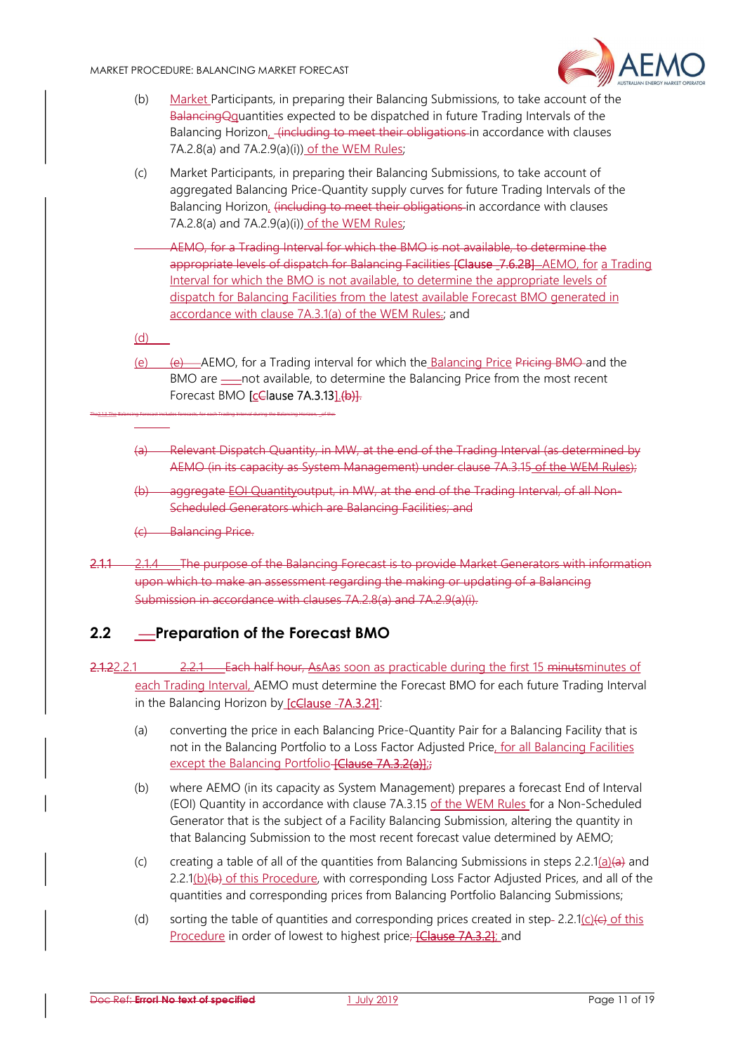(b) Market Participants, in preparing their Balancing Submissions, to take account of the BalancingQquantities expected to be dispatched in future Trading Intervals of the Balancing Horizon, (including to meet their obligations in accordance with clauses 7A.2.8(a) and 7A.2.9(a)(i)) of the WEM Rules;

(c) Market Participants, in preparing their Balancing Submissions, to take account of aggregated Balancing Price-Quantity supply curves for future Trading Intervals of the Balancing Horizon, (including to meet their obligations in accordance with clauses 7A.2.8(a) and 7A.2.9(a)(i)) of the WEM Rules;

AEMO, for a Trading Interval for which the BMO is not available, to determine the appropriate levels of dispatch for Balancing Facilities [Clause 7.6.2B] AEMO, for a Trading Interval for which the BMO is not available, to determine the appropriate levels of dispatch for Balancing Facilities from the latest available Forecast BMO generated in accordance with clause 7A.3.1(a) of the WEM Rules.; and

(d)

(e) (e) AEMO, for a Trading interval for which the Balancing Price Pricing BMO and the BMO are not available, to determine the Balancing Price from the most recent Forecast BMO [cClause 7A.3.13] (b)].

The 2.1.3 The Balancing Forecast includes forecasts, for each Trading Interval during the Balancing Horizon, of the:

(a) Relevant Dispatch Quantity, in MW, at the end of the Trading Interval (as determined by AEMO (in its capacity as System Management) under clause 7A.3.15 of the WEM Rules);

(b) aggregate EOI Quantityoutput, in MW, at the end of the Trading Interval, of all Non-Scheduled Generators which are Balancing Facilities; and

(c) Balancing Price.

2.1.1 2.1.4 The purpose of the Balancing Forecast is to provide Market Generators with information upon which to make an assessment regarding the making or updating of a Balancing Submission in accordance with clauses 7A.2.8(a) and 7A.2.9(a)(i).

## 2.2 Preparation of the Forecast BMO

2.1.22.2.1 2.2.1 Each half hour, AsAs soon as practicable during the first 15 minutsminutes of each Trading Interval, AEMO must determine the Forecast BMO for each future Trading Interval in the Balancing Horizon by [cClause 7A.3.21]:

(a) converting the price in each Balancing Price-Quantity Pair for a Balancing Facility that is not in the Balancing Portfolio to a Loss Factor Adjusted Price, for all Balancing Facilities except the Balancing Portfolio [Clause 7A.3.2(a)];

(b) where AEMO (in its capacity as System Management) prepares a forecast End of Interval (EOI) Quantity in accordance with clause 7A.3.15 of the WEM Rules for a Non-Scheduled Generator that is the subject of a Facility Balancing Submission, altering the quantity in that Balancing Submission to the most recent forecast value determined by AEMO;

(c) creating a table of all of the quantities from Balancing Submissions in steps 2.2.1(a)(a) and 2.2.1(b)(b) of this Procedure, with corresponding Loss Factor Adjusted Prices, and all of the quantities and corresponding prices from Balancing Portfolio Balancing Submissions;

(d) sorting the table of quantities and corresponding prices created in step 2.2.1(c)(c) of this Procedure in order of lowest to highest price; [Clause 7A.3.2]; and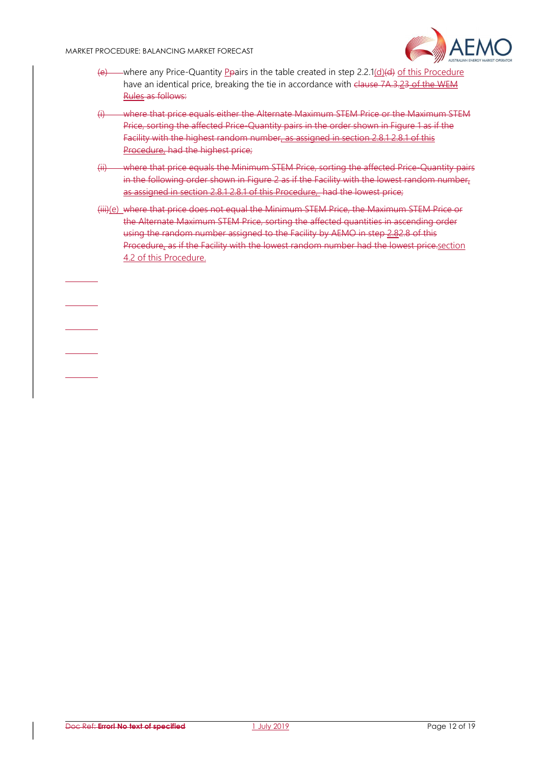(e) where any Price-Quantity Ppairs in the table created in step 2.2.1(d)(d) of this Procedure have an identical price, breaking the tie in accordance with clause 7A.3.23 of the WEM Rules as follows:

(i) where that price equals either the Alternate Maximum STEM Price or the Maximum STEM Price, sorting the affected Price-Quantity pairs in the order shown in Figure 1 as if the Facility with the highest random number, as assigned in section 2.8.1 2.8.1 of this Procedure, had the highest price;

(ii) where that price equals the Minimum STEM Price, sorting the affected Price-Quantity pairs in the following order shown in Figure 2 as if the Facility with the lowest random number, as assigned in section 2.8.1 2.8.1 of this Procedure, had the lowest price;

(iii)(e) where that price does not equal the Minimum STEM Price, the Maximum STEM Price or the Alternate Maximum STEM Price, sorting the affected quantities in ascending order using the random number assigned to the Facility by AEMO in step 2.82.8 of this Procedure, as if the Facility with the lowest random number had the lowest price.section 4.2 of this Procedure.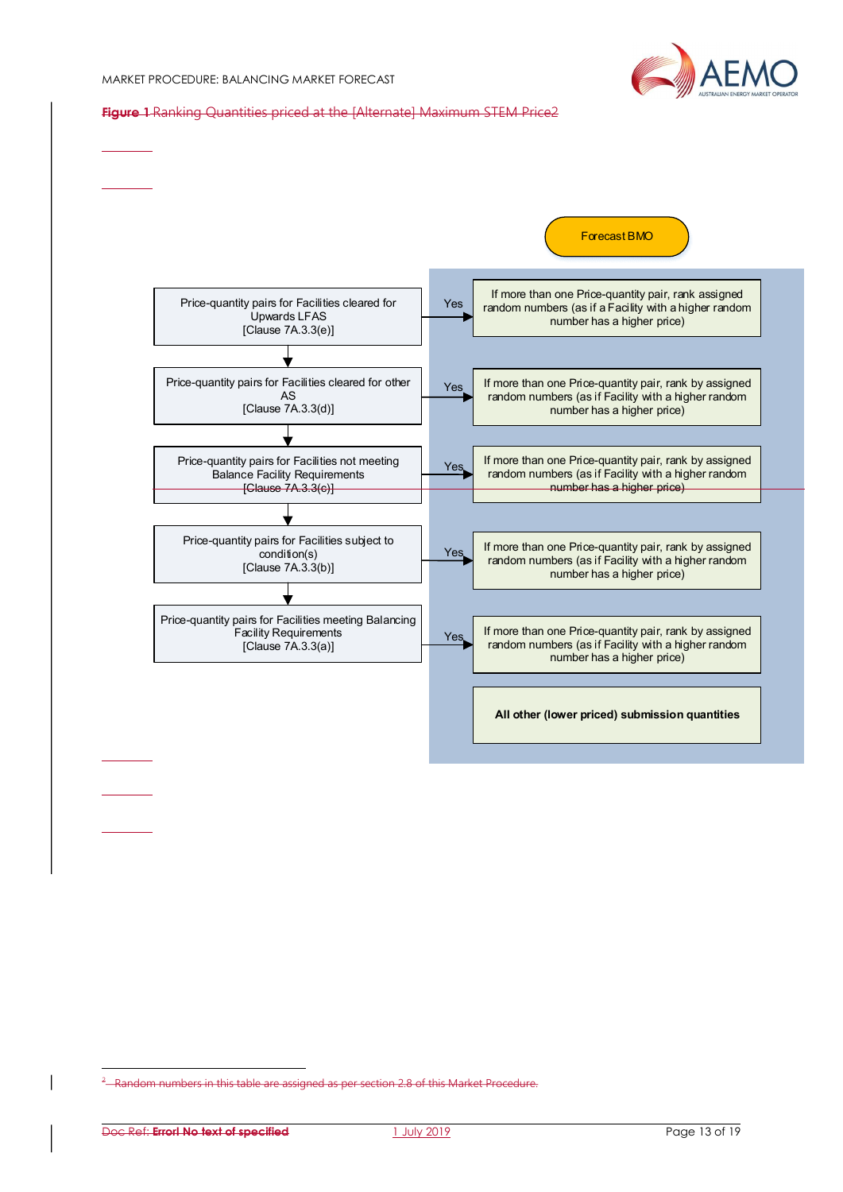**Figure 1** Ranking Quantities priced at the [Alternate] Maximum STEM Price[2]

Forecast BMO

| Category | | Ranking |
|---|---|---|
| Price-quantity pairs for Facilities cleared for Upwards LFAS [Clause 7A.3.3(e)] | Yes | If more than one Price-quantity pair, rank assigned random numbers (as if a Facility with a higher random number has a higher price) |
| Price-quantity pairs for Facilities cleared for other AS [Clause 7A.3.3(d)] | Yes | If more than one Price-quantity pair, rank by assigned random numbers (as if Facility with a higher random number has a higher price) |
| Price-quantity pairs for Facilities not meeting Balance Facility Requirements [Clause 7A.3.3(c)] | Yes | If more than one Price-quantity pair, rank by assigned random numbers (as if Facility with a higher random number has a higher price) |
| Price-quantity pairs for Facilities subject to condition(s) [Clause 7A.3.3(b)] | Yes | If more than one Price-quantity pair, rank by assigned random numbers (as if Facility with a higher random number has a higher price) |
| Price-quantity pairs for Facilities meeting Balancing Facility Requirements [Clause 7A.3.3(a)] | Yes | If more than one Price-quantity pair, rank by assigned random numbers (as if Facility with a higher random number has a higher price) |
| | | **All other (lower priced) submission quantities** |

[2] Random numbers in this table are assigned as per section 2.8 of this Market Procedure.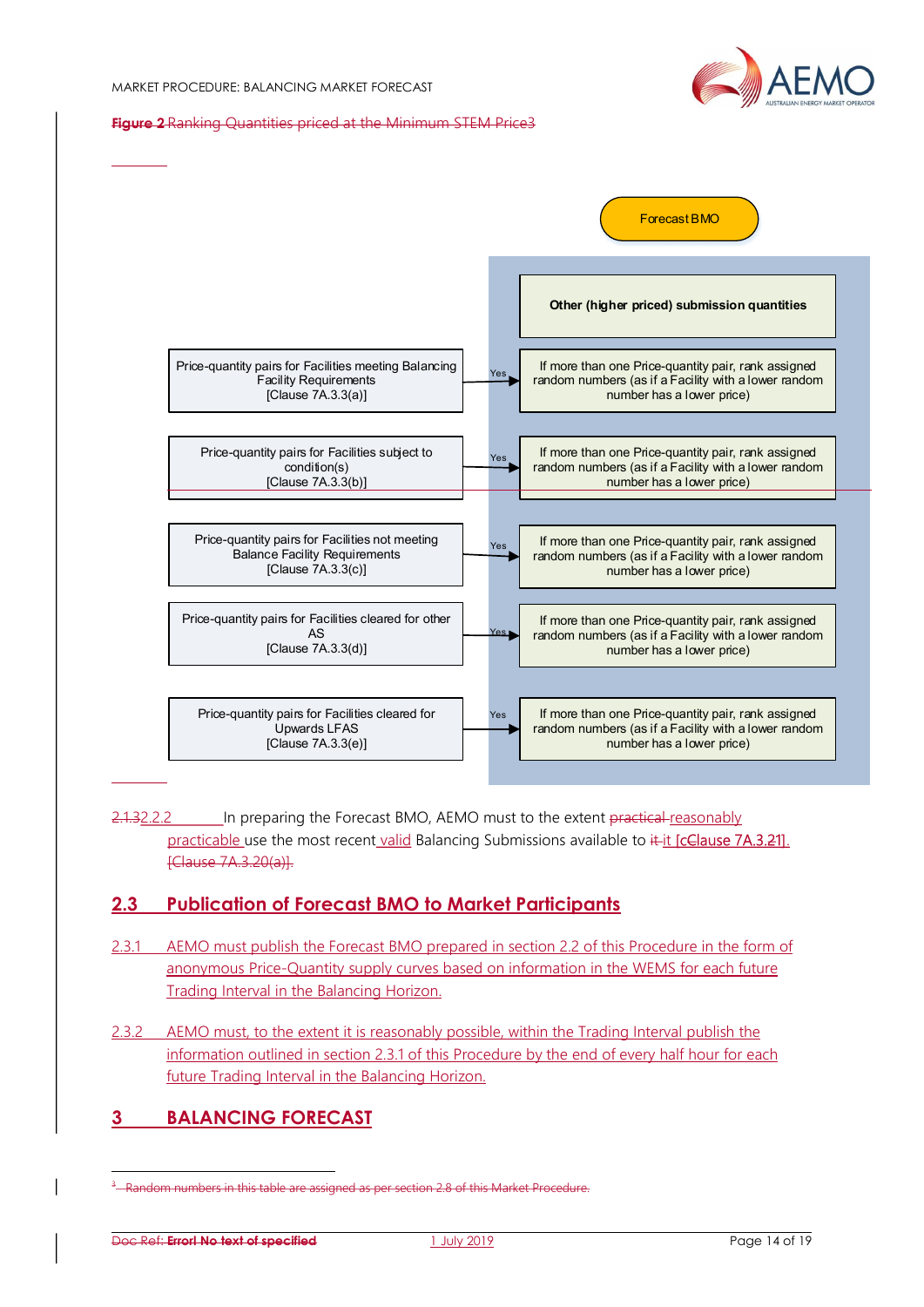**Figure 2** Ranking Quantities priced at the Minimum STEM Price[3]

Forecast BMO

Other (higher priced) submission quantities

| Price-quantity pairs | | Ranking |
|---|---|---|
| Price-quantity pairs for Facilities meeting Balancing Facility Requirements [Clause 7A.3.3(a)] | Yes | If more than one Price-quantity pair, rank assigned random numbers (as if a Facility with a lower random number has a lower price) |
| Price-quantity pairs for Facilities subject to condition(s) [Clause 7A.3.3(b)] | Yes | If more than one Price-quantity pair, rank assigned random numbers (as if a Facility with a lower random number has a lower price) |
| Price-quantity pairs for Facilities not meeting Balance Facility Requirements [Clause 7A.3.3(c)] | Yes | If more than one Price-quantity pair, rank assigned random numbers (as if a Facility with a lower random number has a lower price) |
| Price-quantity pairs for Facilities cleared for other AS [Clause 7A.3.3(d)] | Yes | If more than one Price-quantity pair, rank assigned random numbers (as if a Facility with a lower random number has a lower price) |
| Price-quantity pairs for Facilities cleared for Upwards LFAS [Clause 7A.3.3(e)] | Yes | If more than one Price-quantity pair, rank assigned random numbers (as if a Facility with a lower random number has a lower price) |

2.1.32.2.2 In preparing the Forecast BMO, AEMO must to the extent practical reasonably practicable use the most recent valid Balancing Submissions available to it it [cClause 7A.3.21]. [Clause 7A.3.20(a)].

## 2.3 Publication of Forecast BMO to Market Participants

2.3.1 AEMO must publish the Forecast BMO prepared in section 2.2 of this Procedure in the form of anonymous Price-Quantity supply curves based on information in the WEMS for each future Trading Interval in the Balancing Horizon.

2.3.2 AEMO must, to the extent it is reasonably possible, within the Trading Interval publish the information outlined in section 2.3.1 of this Procedure by the end of every half hour for each future Trading Interval in the Balancing Horizon.

# 3 BALANCING FORECAST

[3] Random numbers in this table are assigned as per section 2.8 of this Market Procedure.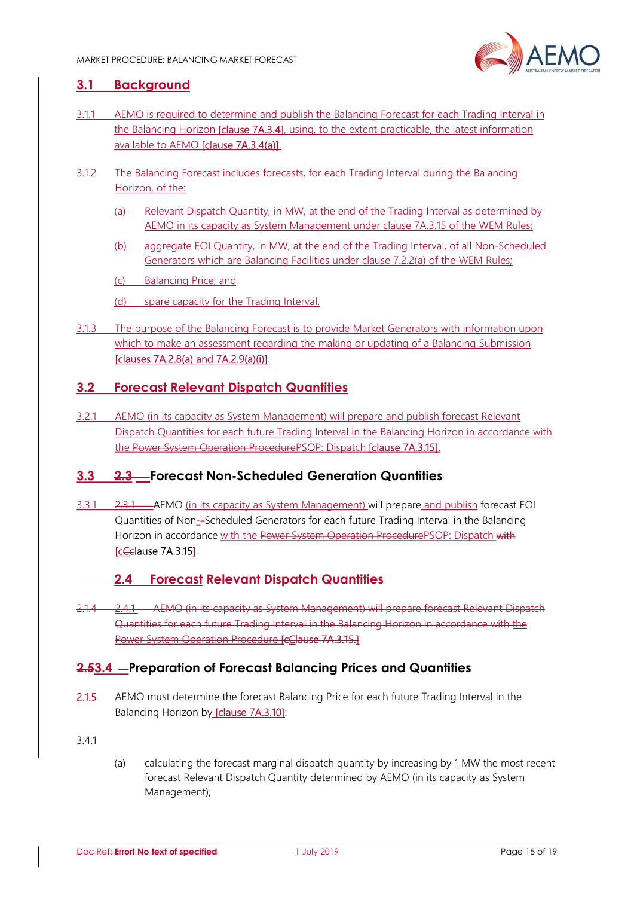## 3.1 Background

3.1.1 AEMO is required to determine and publish the Balancing Forecast for each Trading Interval in the Balancing Horizon [clause 7A.3.4], using, to the extent practicable, the latest information available to AEMO [clause 7A.3.4(a)].

3.1.2 The Balancing Forecast includes forecasts, for each Trading Interval during the Balancing Horizon, of the:

(a) Relevant Dispatch Quantity, in MW, at the end of the Trading Interval as determined by AEMO in its capacity as System Management under clause 7A.3.15 of the WEM Rules;

(b) aggregate EOI Quantity, in MW, at the end of the Trading Interval, of all Non-Scheduled Generators which are Balancing Facilities under clause 7.2.2(a) of the WEM Rules;

(c) Balancing Price; and

(d) spare capacity for the Trading Interval.

3.1.3 The purpose of the Balancing Forecast is to provide Market Generators with information upon which to make an assessment regarding the making or updating of a Balancing Submission [clauses 7A.2.8(a) and 7A.2.9(a)(i)].

## 3.2 Forecast Relevant Dispatch Quantities

3.2.1 AEMO (in its capacity as System Management) will prepare and publish forecast Relevant Dispatch Quantities for each future Trading Interval in the Balancing Horizon in accordance with the ~~Power System Operation Procedure~~PSOP: Dispatch [clause 7A.3.15].

## 3.3 ~~2.3~~ Forecast Non-Scheduled Generation Quantities

3.3.1 ~~2.3.1~~ AEMO (in its capacity as System Management) will prepare and publish forecast EOI Quantities of Non-~~-~~Scheduled Generators for each future Trading Interval in the Balancing Horizon in accordance with the ~~Power System Operation Procedure~~PSOP: Dispatch ~~with~~ [c~~C~~lause 7A.3.15].

### ~~2.4 Forecast Relevant Dispatch Quantities~~

~~2.1.4 2.4.1 AEMO (in its capacity as System Management) will prepare forecast Relevant Dispatch Quantities for each future Trading Interval in the Balancing Horizon in accordance with the Power System Operation Procedure [cClause 7A.3.15.]~~

## ~~2.5~~3.4 Preparation of Forecast Balancing Prices and Quantities

~~2.1.5~~ AEMO must determine the forecast Balancing Price for each future Trading Interval in the Balancing Horizon by [clause 7A.3.10]:

3.4.1

(a) calculating the forecast marginal dispatch quantity by increasing by 1 MW the most recent forecast Relevant Dispatch Quantity determined by AEMO (in its capacity as System Management);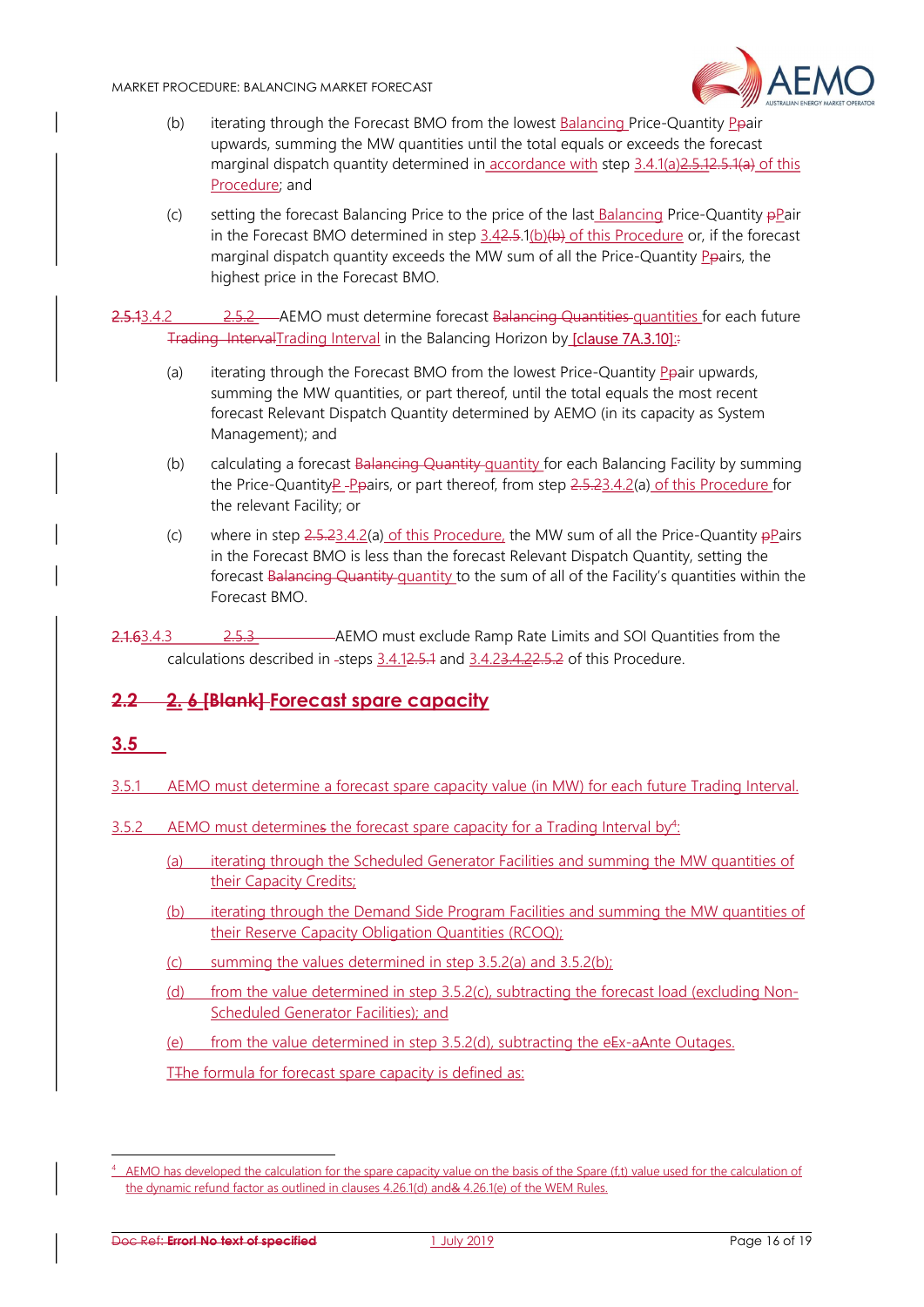(b) iterating through the Forecast BMO from the lowest Balancing Price-Quantity Ppair upwards, summing the MW quantities until the total equals or exceeds the forecast marginal dispatch quantity determined in accordance with step 3.4.1(a)2.5.12.5.1(a) of this Procedure; and

(c) setting the forecast Balancing Price to the price of the last Balancing Price-Quantity pPair in the Forecast BMO determined in step 3.42.5.1(b)(b) of this Procedure or, if the forecast marginal dispatch quantity exceeds the MW sum of all the Price-Quantity Ppairs, the highest price in the Forecast BMO.

2.5.13.4.2 2.5.2 AEMO must determine forecast Balancing Quantities quantities for each future Trading IntervalTrading Interval in the Balancing Horizon by [clause 7A.3.10]::

(a) iterating through the Forecast BMO from the lowest Price-Quantity Ppair upwards, summing the MW quantities, or part thereof, until the total equals the most recent forecast Relevant Dispatch Quantity determined by AEMO (in its capacity as System Management); and

(b) calculating a forecast Balancing Quantity quantity for each Balancing Facility by summing the Price-QuantityP -Ppairs, or part thereof, from step 2.5.23.4.2(a) of this Procedure for the relevant Facility; or

(c) where in step 2.5.23.4.2(a) of this Procedure, the MW sum of all the Price-Quantity pPairs in the Forecast BMO is less than the forecast Relevant Dispatch Quantity, setting the forecast Balancing Quantity quantity to the sum of all of the Facility's quantities within the Forecast BMO.

2.1.63.4.3 2.5.3 AEMO must exclude Ramp Rate Limits and SOI Quantities from the calculations described in -steps 3.4.12.5.1 and 3.4.23.4.22.5.2 of this Procedure.

## 2.2 2. 6 [Blank] Forecast spare capacity

## 3.5

3.5.1 AEMO must determine a forecast spare capacity value (in MW) for each future Trading Interval.

3.5.2 AEMO must determines the forecast spare capacity for a Trading Interval by[4]:

(a) iterating through the Scheduled Generator Facilities and summing the MW quantities of their Capacity Credits;

(b) iterating through the Demand Side Program Facilities and summing the MW quantities of their Reserve Capacity Obligation Quantities (RCOQ);

(c) summing the values determined in step 3.5.2(a) and 3.5.2(b);

(d) from the value determined in step 3.5.2(c), subtracting the forecast load (excluding Non-Scheduled Generator Facilities); and

(e) from the value determined in step 3.5.2(d), subtracting the eEx-aAnte Outages.

TThe formula for forecast spare capacity is defined as:

[4] AEMO has developed the calculation for the spare capacity value on the basis of the Spare (f,t) value used for the calculation of the dynamic refund factor as outlined in clauses 4.26.1(d) and& 4.26.1(e) of the WEM Rules.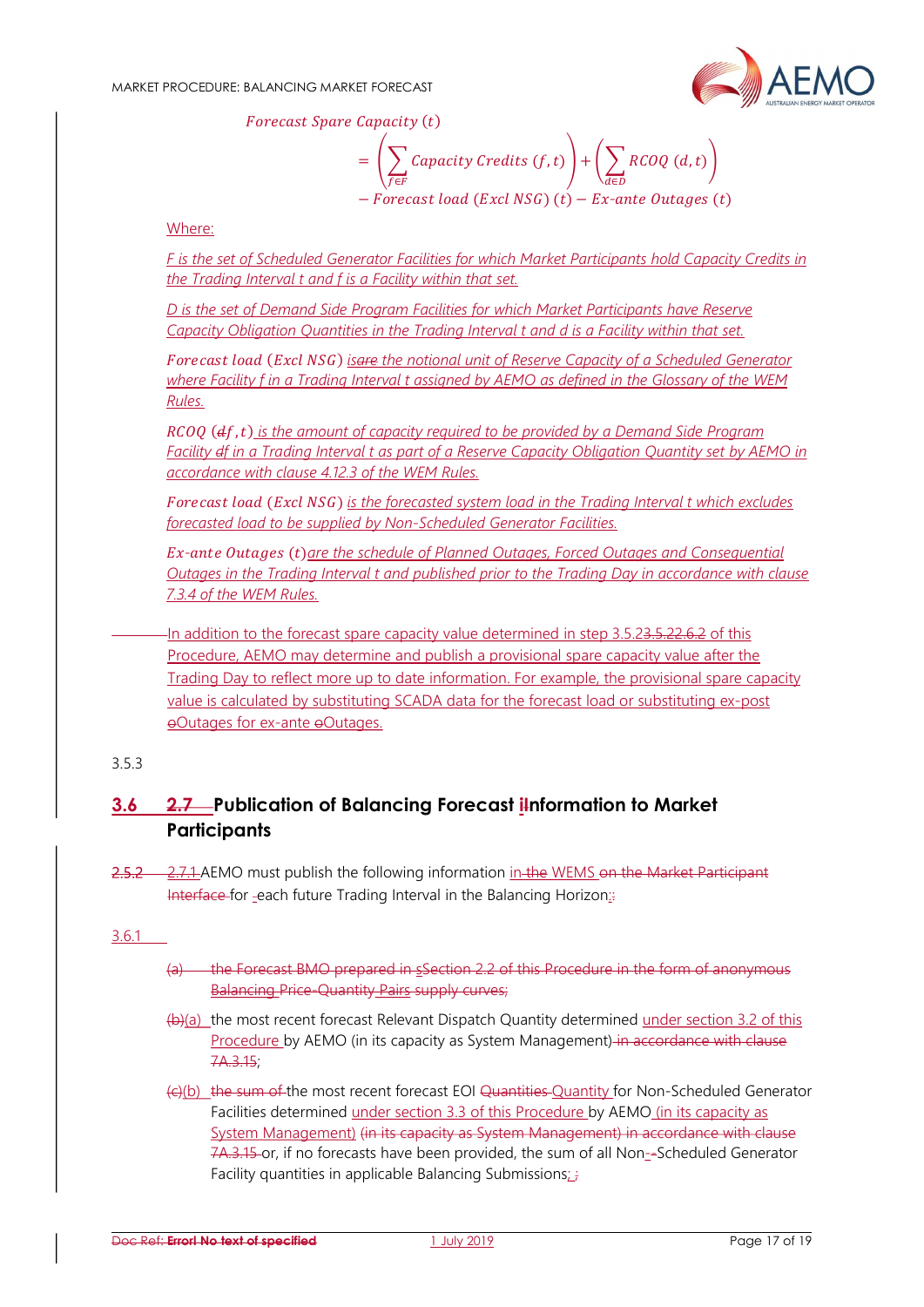$$\textit{Forecast Spare Capacity}\ (t) = \left(\sum_{f \in F} \textit{Capacity Credits}\ (f,t)\right) + \left(\sum_{d \in D} \textit{RCOQ}\ (d,t)\right) - \textit{Forecast load (Excl NSG)}\ (t) - \textit{Ex-ante Outages}\ (t)$$

Where:

*F is the set of Scheduled Generator Facilities for which Market Participants hold Capacity Credits in the Trading Interval t and f is a Facility within that set.*

*D is the set of Demand Side Program Facilities for which Market Participants have Reserve Capacity Obligation Quantities in the Trading Interval t and d is a Facility within that set.*

*Forecast load (Excl NSG) isare the notional unit of Reserve Capacity of a Scheduled Generator where Facility f in a Trading Interval t assigned by AEMO as defined in the Glossary of the WEM Rules.*

*RCOQ (df, t) is the amount of capacity required to be provided by a Demand Side Program Facility df in a Trading Interval t as part of a Reserve Capacity Obligation Quantity set by AEMO in accordance with clause 4.12.3 of the WEM Rules.*

*Forecast load (Excl NSG) is the forecasted system load in the Trading Interval t which excludes forecasted load to be supplied by Non-Scheduled Generator Facilities.*

*Ex-ante Outages (t) are the schedule of Planned Outages, Forced Outages and Consequential Outages in the Trading Interval t and published prior to the Trading Day in accordance with clause 7.3.4 of the WEM Rules.*

In addition to the forecast spare capacity value determined in step 3.5.23.5.22.6.2 of this Procedure, AEMO may determine and publish a provisional spare capacity value after the Trading Day to reflect more up to date information. For example, the provisional spare capacity value is calculated by substituting SCADA data for the forecast load or substituting ex-post oOutages for ex-ante oOutages.

3.5.3

## 3.6 2.7 Publication of Balancing Forecast iInformation to Market Participants

2.5.2 2.7.1 AEMO must publish the following information in the WEMS on the Market Participant Interface for each future Trading Interval in the Balancing Horizon:;

3.6.1

(a) the Forecast BMO prepared in sSection 2.2 of this Procedure in the form of anonymous Balancing Price-Quantity Pairs supply curves;

(b)(a) the most recent forecast Relevant Dispatch Quantity determined under section 3.2 of this Procedure by AEMO (in its capacity as System Management) in accordance with clause 7A.3.15;

(c)(b) the sum of the most recent forecast EOI Quantities Quantity for Non-Scheduled Generator Facilities determined under section 3.3 of this Procedure by AEMO (in its capacity as System Management) (in its capacity as System Management) in accordance with clause 7A.3.15 or, if no forecasts have been provided, the sum of all Non--Scheduled Generator Facility quantities in applicable Balancing Submissions;;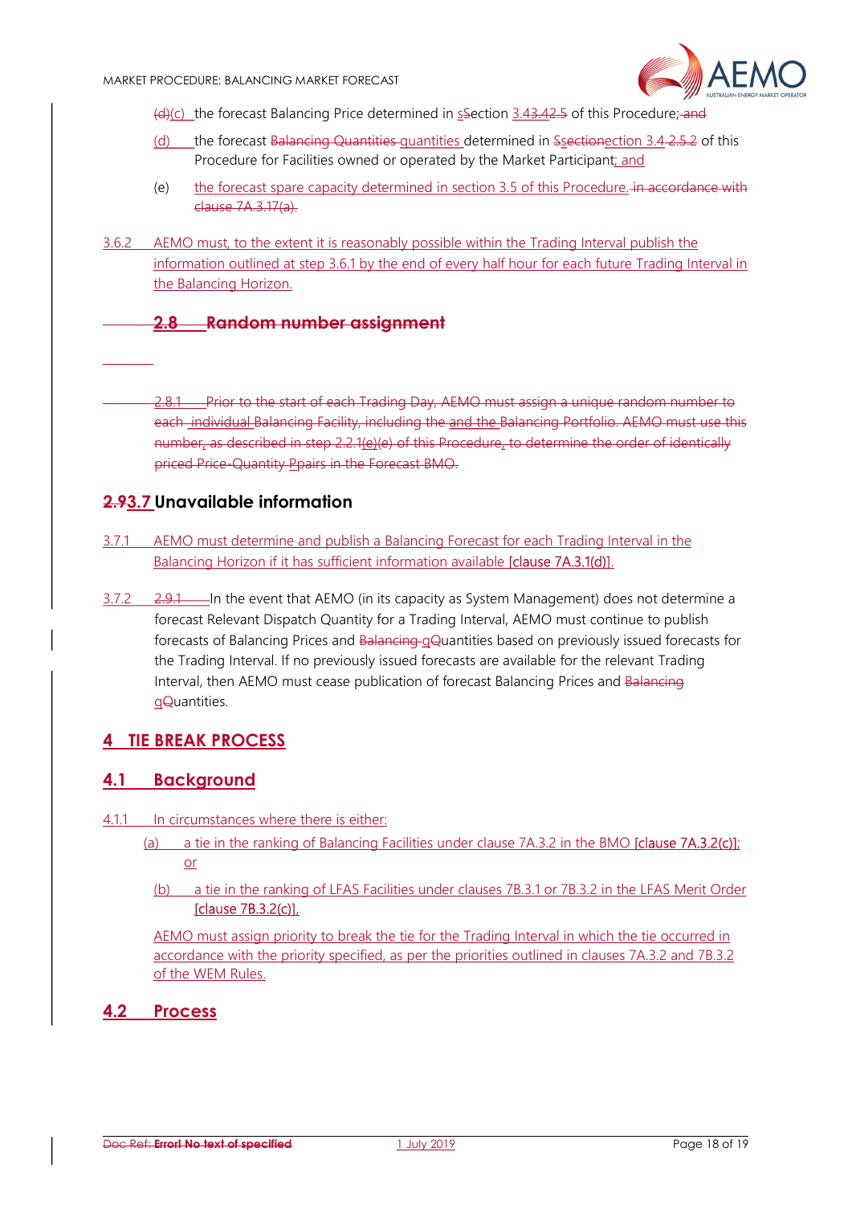(d)(c) the forecast Balancing Price determined in sSection 3.43.42.5 of this Procedure; and

(d) the forecast Balancing Quantities quantities determined in Ssectionection 3.4 2.5.2 of this Procedure for Facilities owned or operated by the Market Participant; and

(e) the forecast spare capacity determined in section 3.5 of this Procedure. in accordance with clause 7A.3.17(a).

3.6.2 AEMO must, to the extent it is reasonably possible within the Trading Interval publish the information outlined at step 3.6.1 by the end of every half hour for each future Trading Interval in the Balancing Horizon.

## 2.8 Random number assignment

2.8.1 Prior to the start of each Trading Day, AEMO must assign a unique random number to each individual Balancing Facility, including the and the Balancing Portfolio. AEMO must use this number, as described in step 2.2.1(e)(e) of this Procedure, to determine the order of identically priced Price-Quantity Ppairs in the Forecast BMO.

## 2.93.7 Unavailable information

3.7.1 AEMO must determine and publish a Balancing Forecast for each Trading Interval in the Balancing Horizon if it has sufficient information available [clause 7A.3.1(d)].

3.7.2 2.9.1 In the event that AEMO (in its capacity as System Management) does not determine a forecast Relevant Dispatch Quantity for a Trading Interval, AEMO must continue to publish forecasts of Balancing Prices and Balancing qQuantities based on previously issued forecasts for the Trading Interval. If no previously issued forecasts are available for the relevant Trading Interval, then AEMO must cease publication of forecast Balancing Prices and Balancing qQuantities.

# 4 TIE BREAK PROCESS

## 4.1 Background

4.1.1 In circumstances where there is either:

(a) a tie in the ranking of Balancing Facilities under clause 7A.3.2 in the BMO [clause 7A.3.2(c)]; or

(b) a tie in the ranking of LFAS Facilities under clauses 7B.3.1 or 7B.3.2 in the LFAS Merit Order [clause 7B.3.2(c)],

AEMO must assign priority to break the tie for the Trading Interval in which the tie occurred in accordance with the priority specified, as per the priorities outlined in clauses 7A.3.2 and 7B.3.2 of the WEM Rules.

## 4.2 Process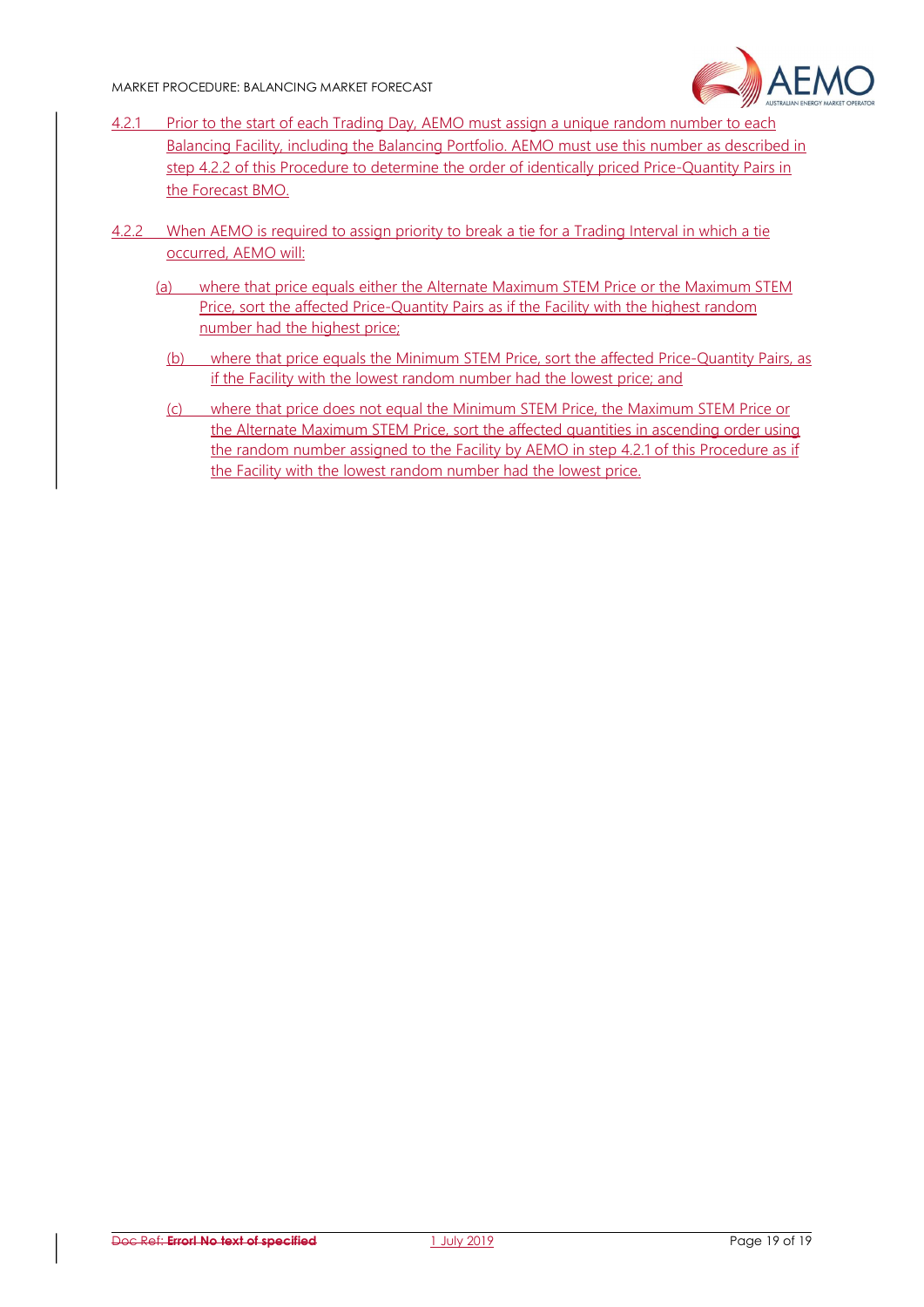4.2.1 Prior to the start of each Trading Day, AEMO must assign a unique random number to each Balancing Facility, including the Balancing Portfolio. AEMO must use this number as described in step 4.2.2 of this Procedure to determine the order of identically priced Price-Quantity Pairs in the Forecast BMO.

4.2.2 When AEMO is required to assign priority to break a tie for a Trading Interval in which a tie occurred, AEMO will:

(a) where that price equals either the Alternate Maximum STEM Price or the Maximum STEM Price, sort the affected Price-Quantity Pairs as if the Facility with the highest random number had the highest price;

(b) where that price equals the Minimum STEM Price, sort the affected Price-Quantity Pairs, as if the Facility with the lowest random number had the lowest price; and

(c) where that price does not equal the Minimum STEM Price, the Maximum STEM Price or the Alternate Maximum STEM Price, sort the affected quantities in ascending order using the random number assigned to the Facility by AEMO in step 4.2.1 of this Procedure as if the Facility with the lowest random number had the lowest price.